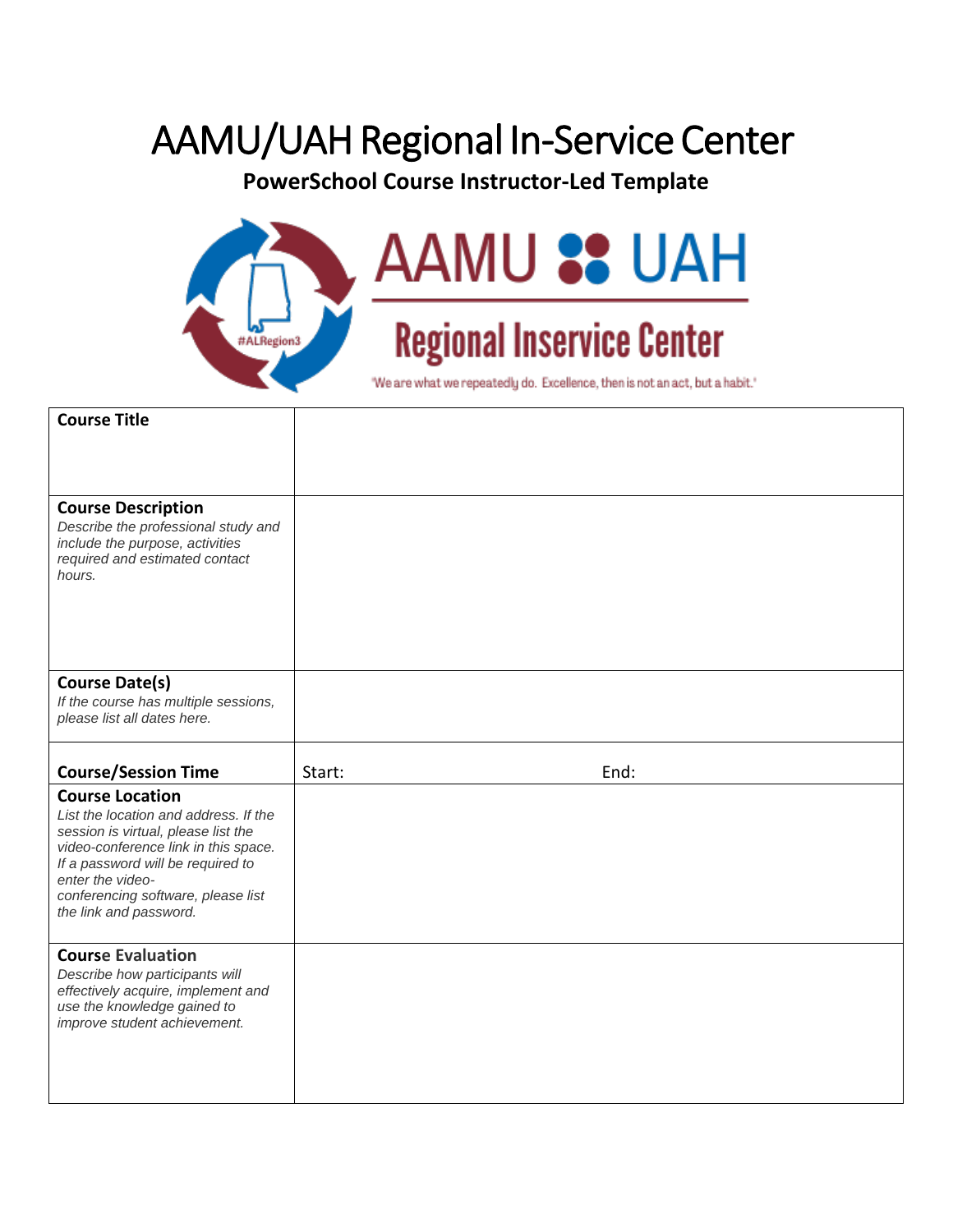# AAMU/UAH Regional In-Service Center

**PowerSchool Course Instructor-Led Template**

AAMU UAH

Regional Inservice Center

#ALRegion3

'We are what we repeatedly do. Excellence, then is not an act, but a habit.'

| | | |
|---|---|---|
| **Course Title** | | |
| **Course Description**<br>*Describe the professional study and include the purpose, activities required and estimated contact hours.* | | |
| **Course Date(s)**<br>*If the course has multiple sessions, please list all dates here.* | | |
| **Course/Session Time** | Start: | End: |
| **Course Location**<br>*List the location and address. If the session is virtual, please list the video-conference link in this space. If a password will be required to enter the video-conferencing software, please list the link and password.* | | |
| **Course Evaluation**<br>*Describe how participants will effectively acquire, implement and use the knowledge gained to improve student achievement.* | | |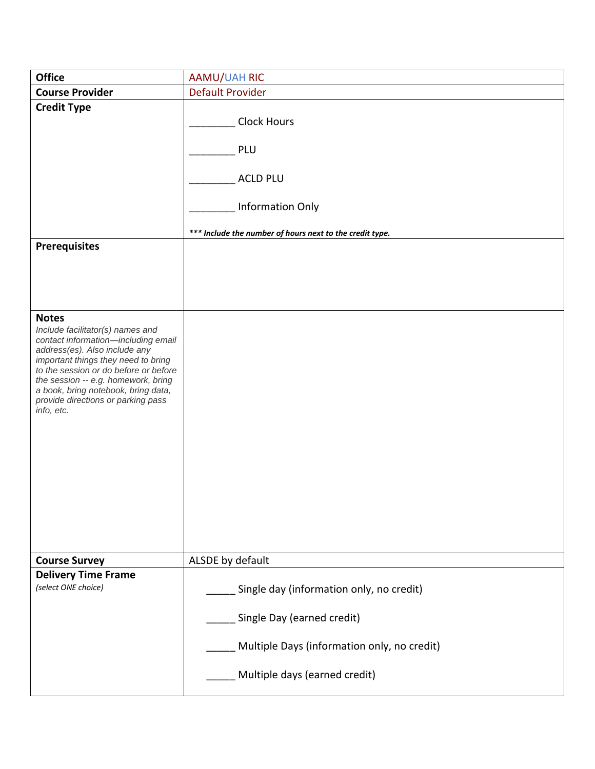| | |
|---|---|
| **Office** | AAMU/UAH RIC |
| **Course Provider** | Default Provider |
| **Credit Type** | ________ Clock Hours<br><br>________ PLU<br><br>________ ACLD PLU<br><br>________ Information Only<br><br>***\*\*\* Include the number of hours next to the credit type.*** |
| **Prerequisites** | |
| **Notes**<br>*Include facilitator(s) names and contact information—including email address(es). Also include any important things they need to bring to the session or do before or before the session -- e.g. homework, bring a book, bring notebook, bring data, provide directions or parking pass info, etc.* | |
| **Course Survey** | ALSDE by default |
| **Delivery Time Frame**<br>*(select ONE choice)* | _____ Single day (information only, no credit)<br><br>_____ Single Day (earned credit)<br><br>_____ Multiple Days (information only, no credit)<br><br>_____ Multiple days (earned credit) |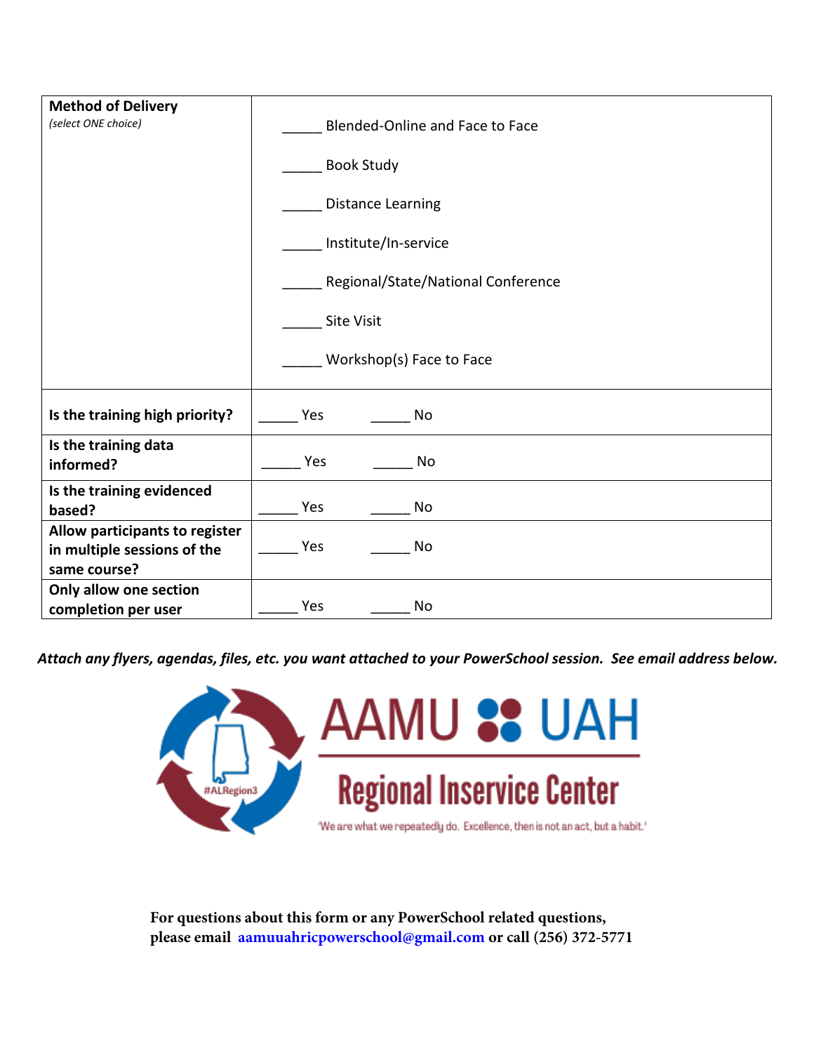| | |
|---|---|
| **Method of Delivery** *(select ONE choice)* | _____ Blended-Online and Face to Face<br>_____ Book Study<br>_____ Distance Learning<br>_____ Institute/In-service<br>_____ Regional/State/National Conference<br>_____ Site Visit<br>_____ Workshop(s) Face to Face |
| **Is the training high priority?** | _____ Yes _____ No |
| **Is the training data informed?** | _____ Yes _____ No |
| **Is the training evidenced based?** | _____ Yes _____ No |
| **Allow participants to register in multiple sessions of the same course?** | _____ Yes _____ No |
| **Only allow one section completion per user** | _____ Yes _____ No |

***Attach any flyers, agendas, files, etc. you want attached to your PowerSchool session. See email address below.***

#ALRegion3

AAMU UAH

Regional Inservice Center

'We are what we repeatedly do. Excellence, then is not an act, but a habit.'

**For questions about this form or any PowerSchool related questions, please email aamuuahricpowerschool@gmail.com or call (256) 372-5771**